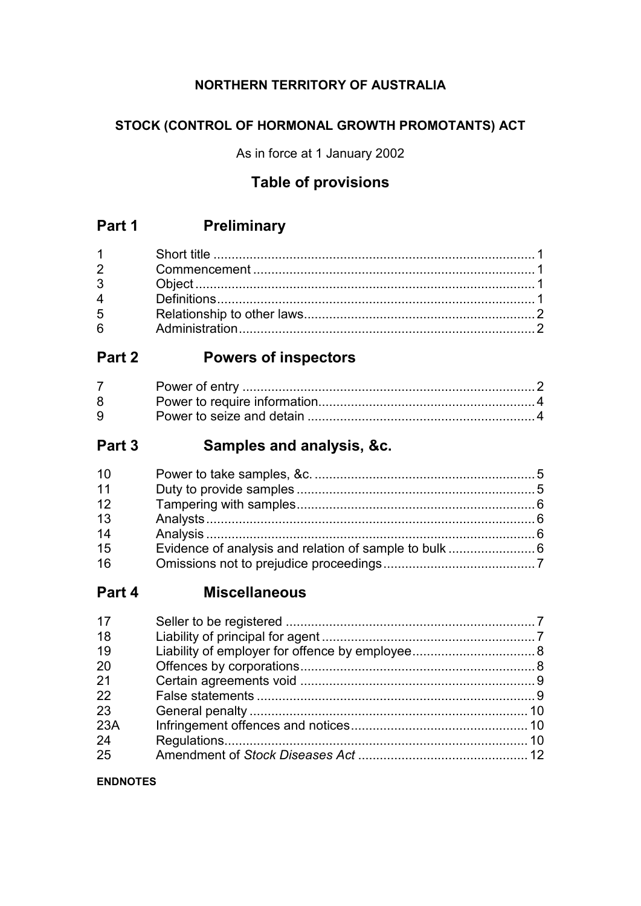**NORTHERN TERRITORY OF AUSTRALIA**

**STOCK (CONTROL OF HORMONAL GROWTH PROMOTANTS) ACT**

As in force at 1 January 2002

## Table of provisions

## Part 1 Preliminary

| | | |
|---|---|---|
| 1 | Short title | 1 |
| 2 | Commencement | 1 |
| 3 | Object | 1 |
| 4 | Definitions | 1 |
| 5 | Relationship to other laws | 2 |
| 6 | Administration | 2 |

## Part 2 Powers of inspectors

| | | |
|---|---|---|
| 7 | Power of entry | 2 |
| 8 | Power to require information | 4 |
| 9 | Power to seize and detain | 4 |

## Part 3 Samples and analysis, &c.

| | | |
|---|---|---|
| 10 | Power to take samples, &c. | 5 |
| 11 | Duty to provide samples | 5 |
| 12 | Tampering with samples | 6 |
| 13 | Analysts | 6 |
| 14 | Analysis | 6 |
| 15 | Evidence of analysis and relation of sample to bulk | 6 |
| 16 | Omissions not to prejudice proceedings | 7 |

## Part 4 Miscellaneous

| | | |
|---|---|---|
| 17 | Seller to be registered | 7 |
| 18 | Liability of principal for agent | 7 |
| 19 | Liability of employer for offence by employee | 8 |
| 20 | Offences by corporations | 8 |
| 21 | Certain agreements void | 9 |
| 22 | False statements | 9 |
| 23 | General penalty | 10 |
| 23A | Infringement offences and notices | 10 |
| 24 | Regulations | 10 |
| 25 | Amendment of *Stock Diseases Act* | 12 |

**ENDNOTES**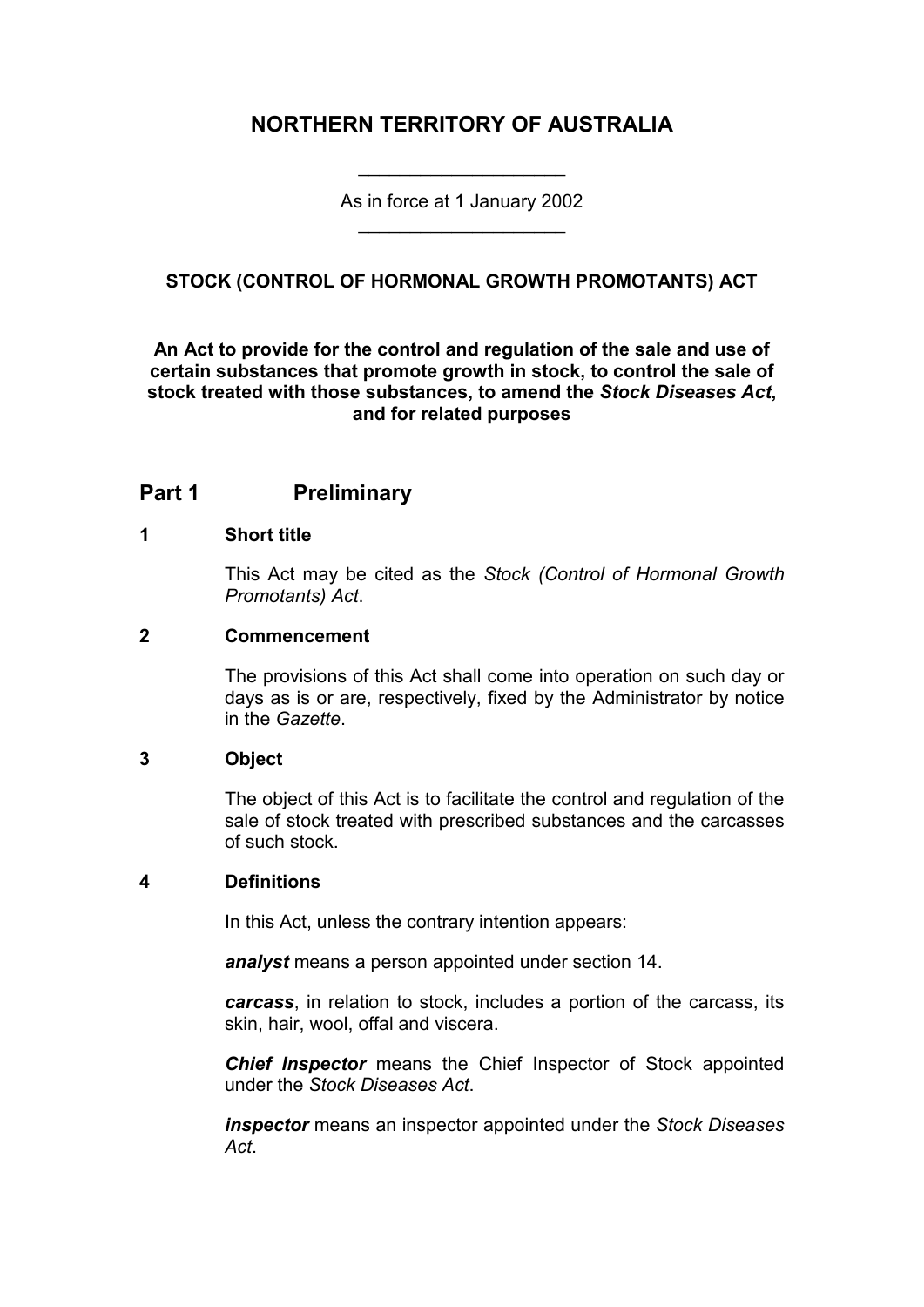# NORTHERN TERRITORY OF AUSTRALIA

As in force at 1 January 2002

### STOCK (CONTROL OF HORMONAL GROWTH PROMOTANTS) ACT

**An Act to provide for the control and regulation of the sale and use of certain substances that promote growth in stock, to control the sale of stock treated with those substances, to amend the *Stock Diseases Act*, and for related purposes**

## Part 1 Preliminary

### 1 Short title

This Act may be cited as the *Stock (Control of Hormonal Growth Promotants) Act*.

### 2 Commencement

The provisions of this Act shall come into operation on such day or days as is or are, respectively, fixed by the Administrator by notice in the *Gazette*.

### 3 Object

The object of this Act is to facilitate the control and regulation of the sale of stock treated with prescribed substances and the carcasses of such stock.

### 4 Definitions

In this Act, unless the contrary intention appears:

***analyst*** means a person appointed under section 14.

***carcass***, in relation to stock, includes a portion of the carcass, its skin, hair, wool, offal and viscera.

***Chief Inspector*** means the Chief Inspector of Stock appointed under the *Stock Diseases Act*.

***inspector*** means an inspector appointed under the *Stock Diseases Act*.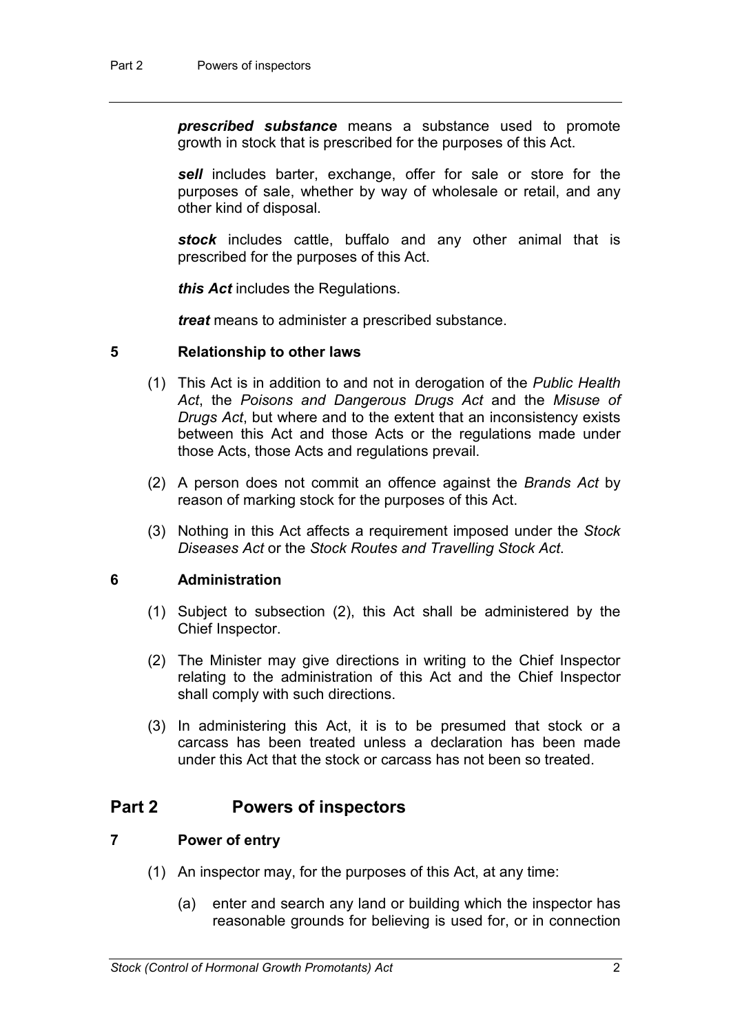***prescribed substance*** means a substance used to promote growth in stock that is prescribed for the purposes of this Act.

***sell*** includes barter, exchange, offer for sale or store for the purposes of sale, whether by way of wholesale or retail, and any other kind of disposal.

***stock*** includes cattle, buffalo and any other animal that is prescribed for the purposes of this Act.

***this Act*** includes the Regulations.

***treat*** means to administer a prescribed substance.

### 5 Relationship to other laws

(1) This Act is in addition to and not in derogation of the *Public Health Act*, the *Poisons and Dangerous Drugs Act* and the *Misuse of Drugs Act*, but where and to the extent that an inconsistency exists between this Act and those Acts or the regulations made under those Acts, those Acts and regulations prevail.

(2) A person does not commit an offence against the *Brands Act* by reason of marking stock for the purposes of this Act.

(3) Nothing in this Act affects a requirement imposed under the *Stock Diseases Act* or the *Stock Routes and Travelling Stock Act*.

### 6 Administration

(1) Subject to subsection (2), this Act shall be administered by the Chief Inspector.

(2) The Minister may give directions in writing to the Chief Inspector relating to the administration of this Act and the Chief Inspector shall comply with such directions.

(3) In administering this Act, it is to be presumed that stock or a carcass has been treated unless a declaration has been made under this Act that the stock or carcass has not been so treated.

## Part 2 Powers of inspectors

### 7 Power of entry

(1) An inspector may, for the purposes of this Act, at any time:

(a) enter and search any land or building which the inspector has reasonable grounds for believing is used for, or in connection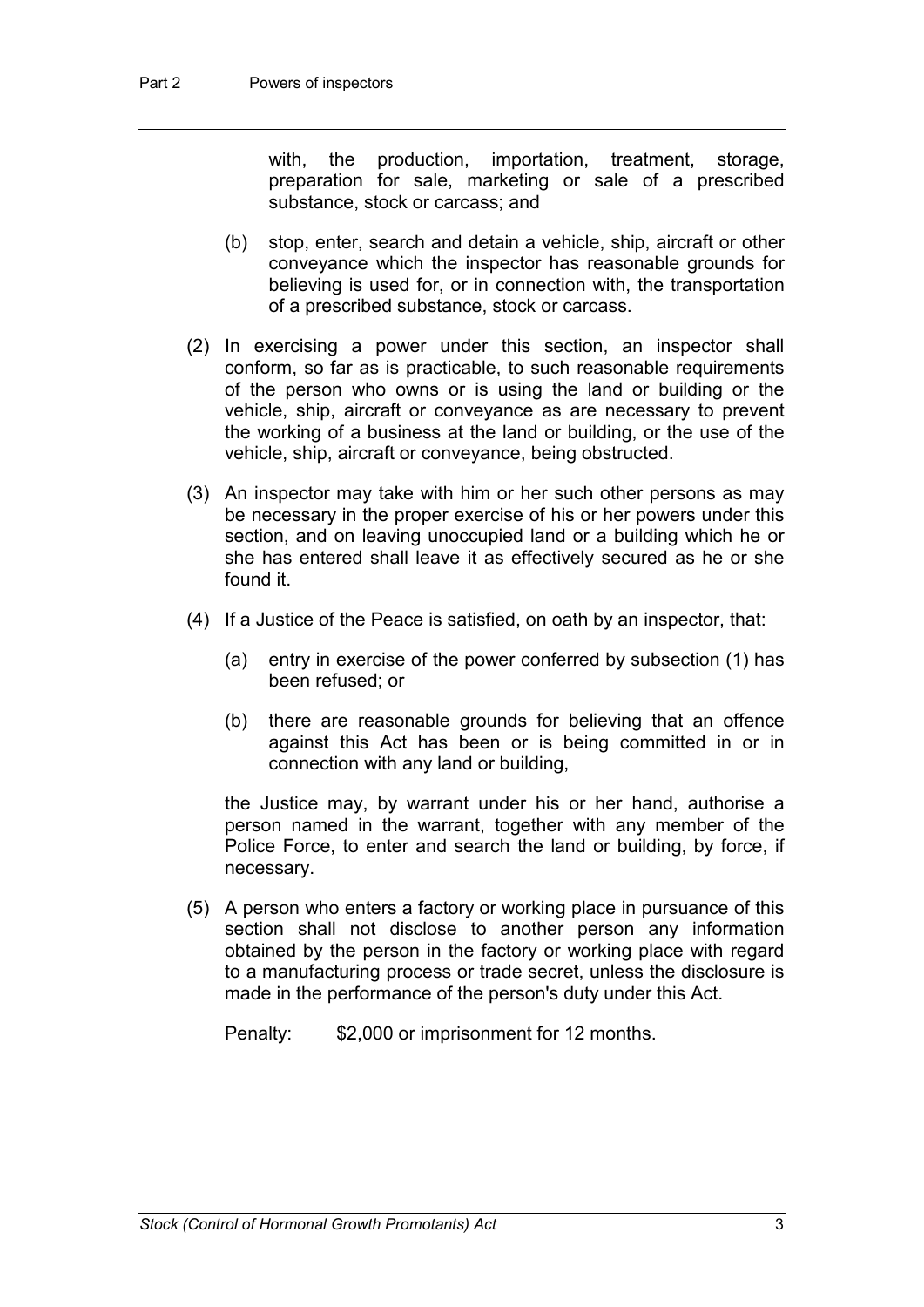with, the production, importation, treatment, storage, preparation for sale, marketing or sale of a prescribed substance, stock or carcass; and

(b) stop, enter, search and detain a vehicle, ship, aircraft or other conveyance which the inspector has reasonable grounds for believing is used for, or in connection with, the transportation of a prescribed substance, stock or carcass.

(2) In exercising a power under this section, an inspector shall conform, so far as is practicable, to such reasonable requirements of the person who owns or is using the land or building or the vehicle, ship, aircraft or conveyance as are necessary to prevent the working of a business at the land or building, or the use of the vehicle, ship, aircraft or conveyance, being obstructed.

(3) An inspector may take with him or her such other persons as may be necessary in the proper exercise of his or her powers under this section, and on leaving unoccupied land or a building which he or she has entered shall leave it as effectively secured as he or she found it.

(4) If a Justice of the Peace is satisfied, on oath by an inspector, that:

(a) entry in exercise of the power conferred by subsection (1) has been refused; or

(b) there are reasonable grounds for believing that an offence against this Act has been or is being committed in or in connection with any land or building,

the Justice may, by warrant under his or her hand, authorise a person named in the warrant, together with any member of the Police Force, to enter and search the land or building, by force, if necessary.

(5) A person who enters a factory or working place in pursuance of this section shall not disclose to another person any information obtained by the person in the factory or working place with regard to a manufacturing process or trade secret, unless the disclosure is made in the performance of the person's duty under this Act.

Penalty: $2,000 or imprisonment for 12 months.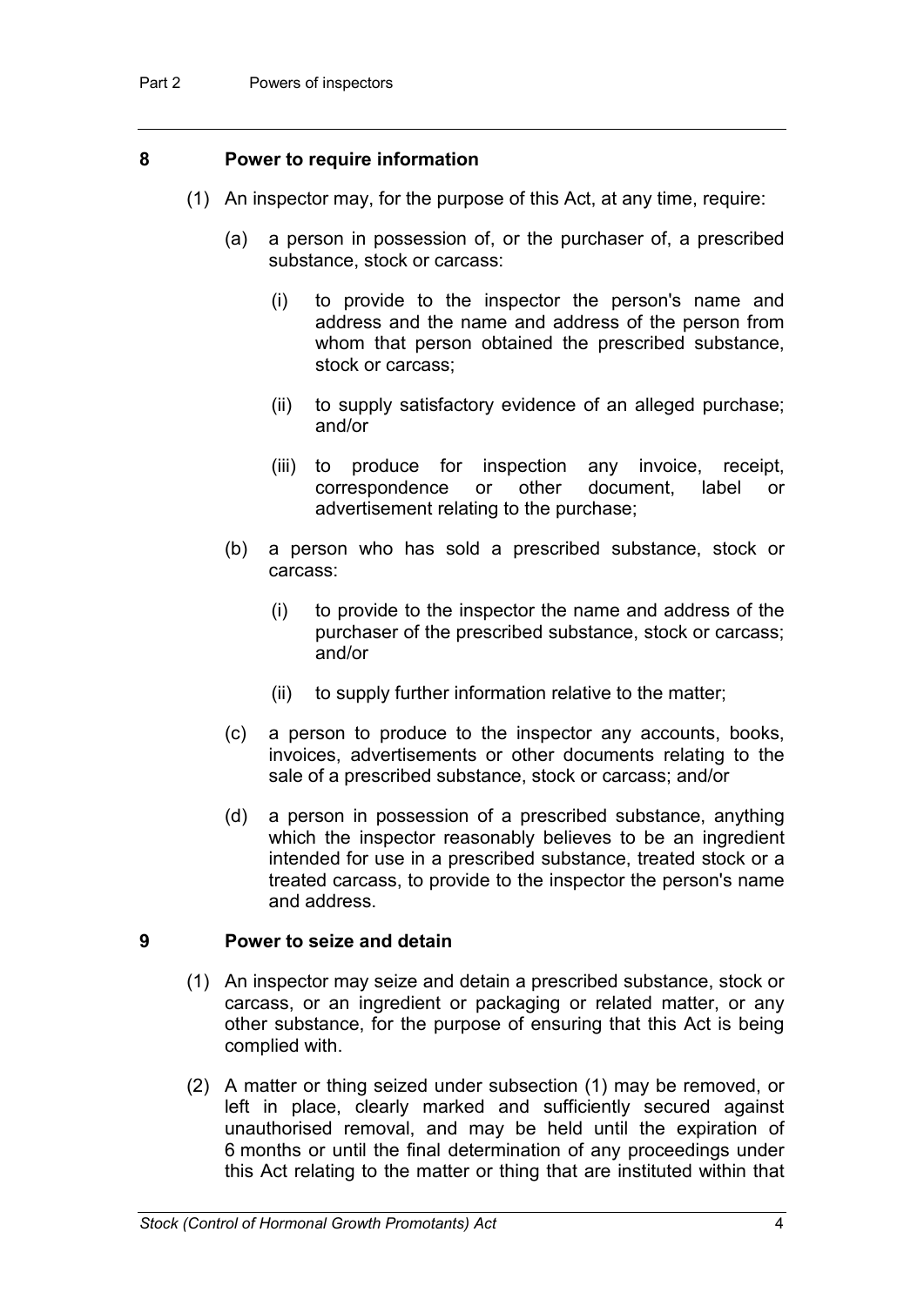## 8 Power to require information

(1) An inspector may, for the purpose of this Act, at any time, require:

(a) a person in possession of, or the purchaser of, a prescribed substance, stock or carcass:

(i) to provide to the inspector the person's name and address and the name and address of the person from whom that person obtained the prescribed substance, stock or carcass;

(ii) to supply satisfactory evidence of an alleged purchase; and/or

(iii) to produce for inspection any invoice, receipt, correspondence or other document, label or advertisement relating to the purchase;

(b) a person who has sold a prescribed substance, stock or carcass:

(i) to provide to the inspector the name and address of the purchaser of the prescribed substance, stock or carcass; and/or

(ii) to supply further information relative to the matter;

(c) a person to produce to the inspector any accounts, books, invoices, advertisements or other documents relating to the sale of a prescribed substance, stock or carcass; and/or

(d) a person in possession of a prescribed substance, anything which the inspector reasonably believes to be an ingredient intended for use in a prescribed substance, treated stock or a treated carcass, to provide to the inspector the person's name and address.

## 9 Power to seize and detain

(1) An inspector may seize and detain a prescribed substance, stock or carcass, or an ingredient or packaging or related matter, or any other substance, for the purpose of ensuring that this Act is being complied with.

(2) A matter or thing seized under subsection (1) may be removed, or left in place, clearly marked and sufficiently secured against unauthorised removal, and may be held until the expiration of 6 months or until the final determination of any proceedings under this Act relating to the matter or thing that are instituted within that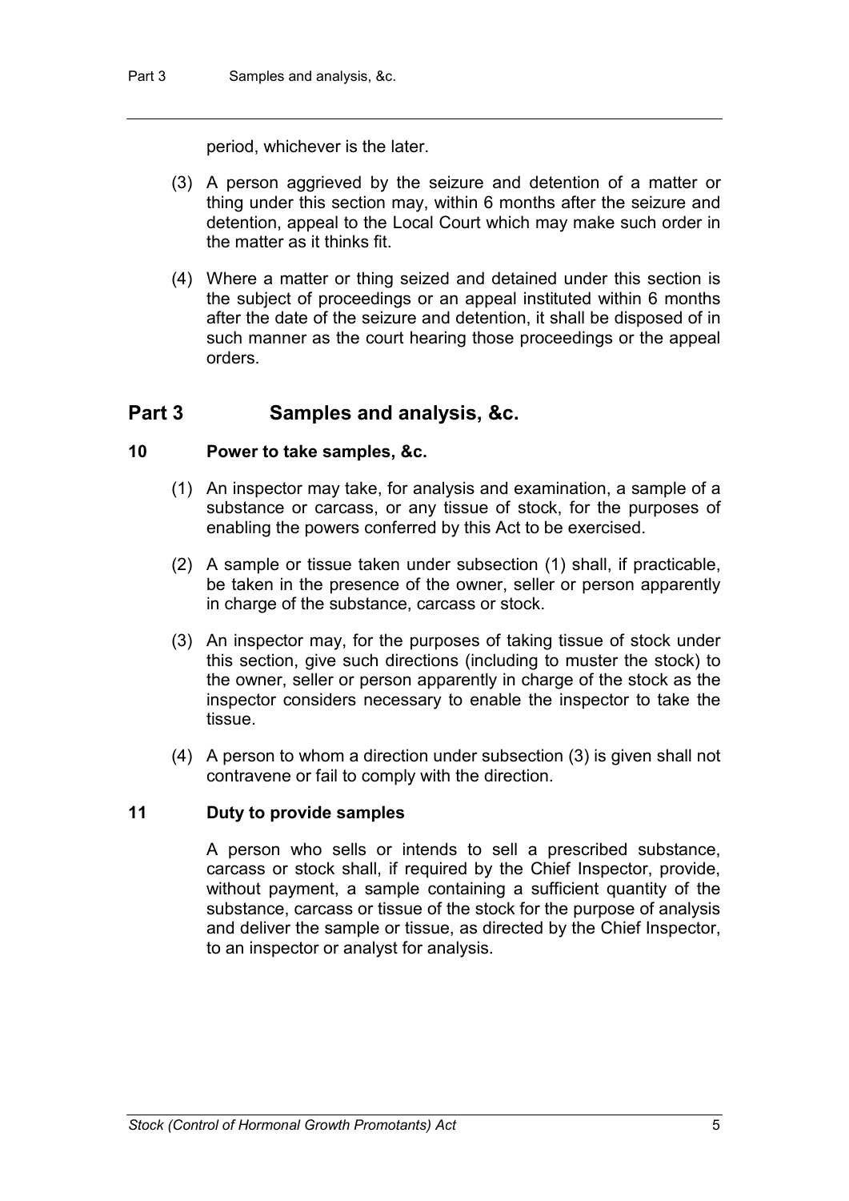period, whichever is the later.

(3) A person aggrieved by the seizure and detention of a matter or thing under this section may, within 6 months after the seizure and detention, appeal to the Local Court which may make such order in the matter as it thinks fit.

(4) Where a matter or thing seized and detained under this section is the subject of proceedings or an appeal instituted within 6 months after the date of the seizure and detention, it shall be disposed of in such manner as the court hearing those proceedings or the appeal orders.

## Part 3 Samples and analysis, &c.

### 10 Power to take samples, &c.

(1) An inspector may take, for analysis and examination, a sample of a substance or carcass, or any tissue of stock, for the purposes of enabling the powers conferred by this Act to be exercised.

(2) A sample or tissue taken under subsection (1) shall, if practicable, be taken in the presence of the owner, seller or person apparently in charge of the substance, carcass or stock.

(3) An inspector may, for the purposes of taking tissue of stock under this section, give such directions (including to muster the stock) to the owner, seller or person apparently in charge of the stock as the inspector considers necessary to enable the inspector to take the tissue.

(4) A person to whom a direction under subsection (3) is given shall not contravene or fail to comply with the direction.

### 11 Duty to provide samples

A person who sells or intends to sell a prescribed substance, carcass or stock shall, if required by the Chief Inspector, provide, without payment, a sample containing a sufficient quantity of the substance, carcass or tissue of the stock for the purpose of analysis and deliver the sample or tissue, as directed by the Chief Inspector, to an inspector or analyst for analysis.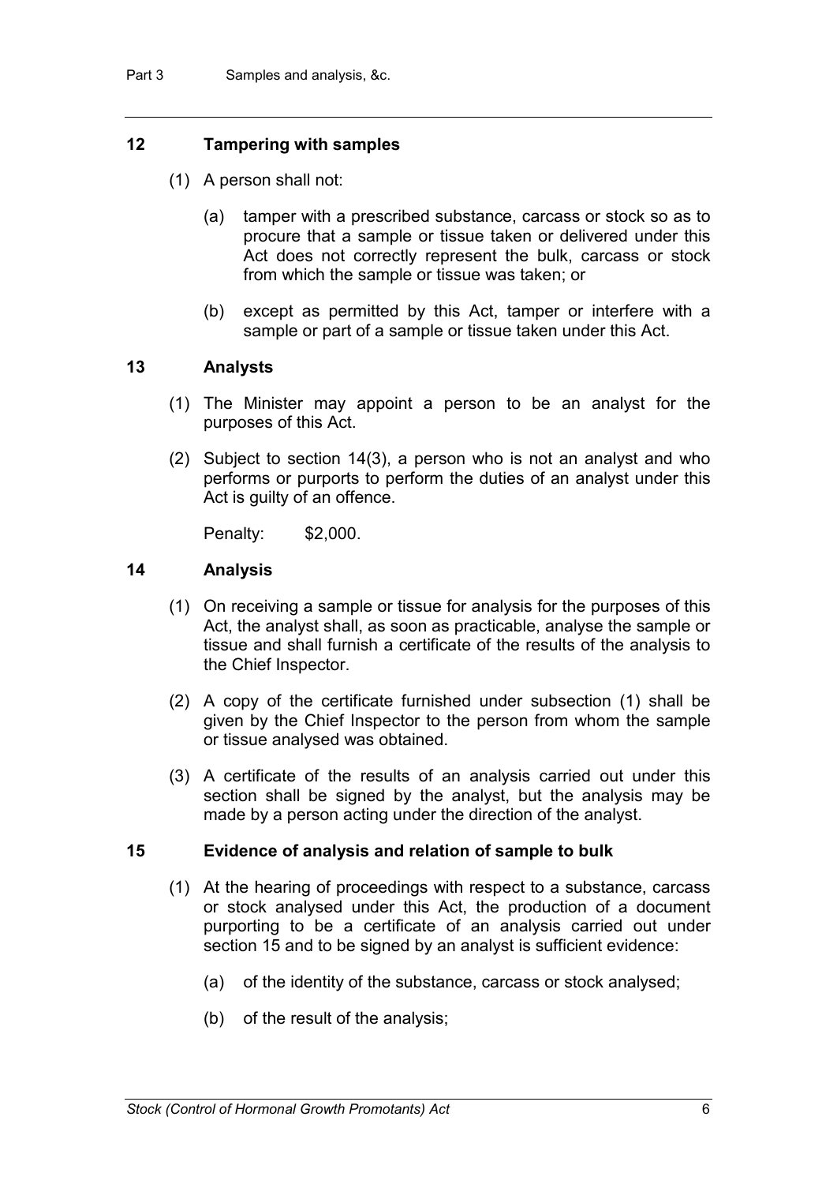## 12 Tampering with samples

(1) A person shall not:

(a) tamper with a prescribed substance, carcass or stock so as to procure that a sample or tissue taken or delivered under this Act does not correctly represent the bulk, carcass or stock from which the sample or tissue was taken; or

(b) except as permitted by this Act, tamper or interfere with a sample or part of a sample or tissue taken under this Act.

## 13 Analysts

(1) The Minister may appoint a person to be an analyst for the purposes of this Act.

(2) Subject to section 14(3), a person who is not an analyst and who performs or purports to perform the duties of an analyst under this Act is guilty of an offence.

Penalty: $2,000.

## 14 Analysis

(1) On receiving a sample or tissue for analysis for the purposes of this Act, the analyst shall, as soon as practicable, analyse the sample or tissue and shall furnish a certificate of the results of the analysis to the Chief Inspector.

(2) A copy of the certificate furnished under subsection (1) shall be given by the Chief Inspector to the person from whom the sample or tissue analysed was obtained.

(3) A certificate of the results of an analysis carried out under this section shall be signed by the analyst, but the analysis may be made by a person acting under the direction of the analyst.

## 15 Evidence of analysis and relation of sample to bulk

(1) At the hearing of proceedings with respect to a substance, carcass or stock analysed under this Act, the production of a document purporting to be a certificate of an analysis carried out under section 15 and to be signed by an analyst is sufficient evidence:

(a) of the identity of the substance, carcass or stock analysed;

(b) of the result of the analysis;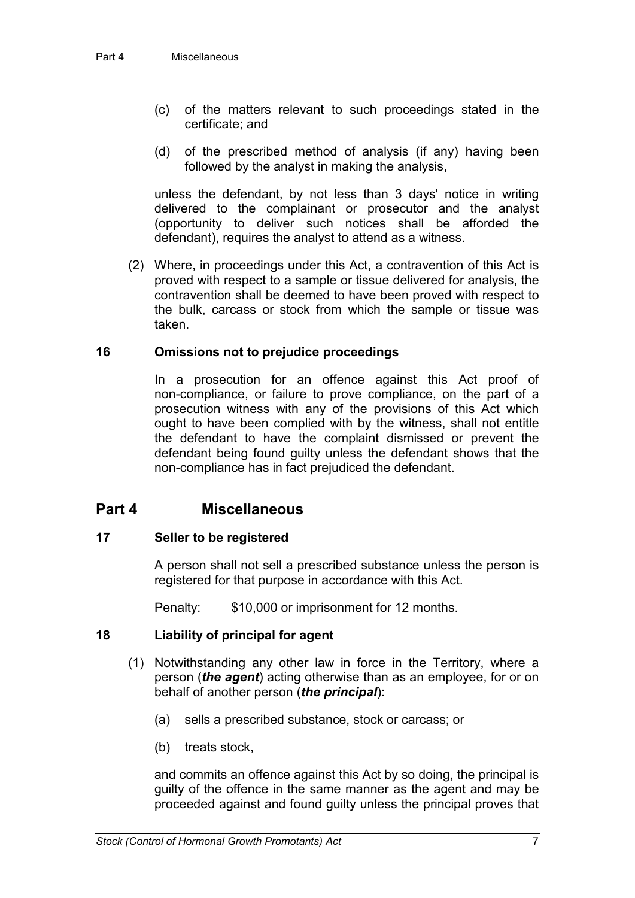(c) of the matters relevant to such proceedings stated in the certificate; and

(d) of the prescribed method of analysis (if any) having been followed by the analyst in making the analysis,

unless the defendant, by not less than 3 days' notice in writing delivered to the complainant or prosecutor and the analyst (opportunity to deliver such notices shall be afforded the defendant), requires the analyst to attend as a witness.

(2) Where, in proceedings under this Act, a contravention of this Act is proved with respect to a sample or tissue delivered for analysis, the contravention shall be deemed to have been proved with respect to the bulk, carcass or stock from which the sample or tissue was taken.

### 16 Omissions not to prejudice proceedings

In a prosecution for an offence against this Act proof of non-compliance, or failure to prove compliance, on the part of a prosecution witness with any of the provisions of this Act which ought to have been complied with by the witness, shall not entitle the defendant to have the complaint dismissed or prevent the defendant being found guilty unless the defendant shows that the non-compliance has in fact prejudiced the defendant.

## Part 4 Miscellaneous

### 17 Seller to be registered

A person shall not sell a prescribed substance unless the person is registered for that purpose in accordance with this Act.

Penalty: $10,000 or imprisonment for 12 months.

### 18 Liability of principal for agent

(1) Notwithstanding any other law in force in the Territory, where a person (***the agent***) acting otherwise than as an employee, for or on behalf of another person (***the principal***):

(a) sells a prescribed substance, stock or carcass; or

(b) treats stock,

and commits an offence against this Act by so doing, the principal is guilty of the offence in the same manner as the agent and may be proceeded against and found guilty unless the principal proves that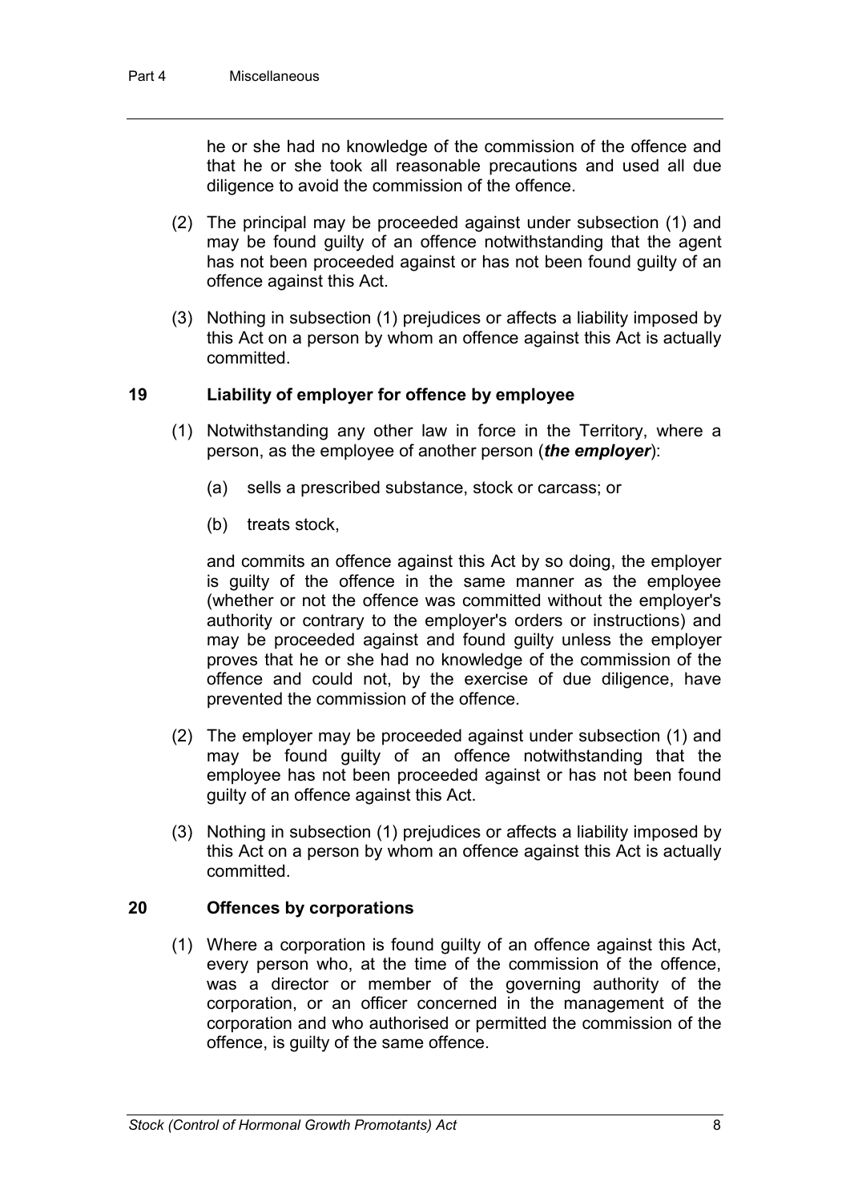he or she had no knowledge of the commission of the offence and that he or she took all reasonable precautions and used all due diligence to avoid the commission of the offence.

(2) The principal may be proceeded against under subsection (1) and may be found guilty of an offence notwithstanding that the agent has not been proceeded against or has not been found guilty of an offence against this Act.

(3) Nothing in subsection (1) prejudices or affects a liability imposed by this Act on a person by whom an offence against this Act is actually committed.

### 19 Liability of employer for offence by employee

(1) Notwithstanding any other law in force in the Territory, where a person, as the employee of another person (***the employer***):

(a) sells a prescribed substance, stock or carcass; or

(b) treats stock,

and commits an offence against this Act by so doing, the employer is guilty of the offence in the same manner as the employee (whether or not the offence was committed without the employer's authority or contrary to the employer's orders or instructions) and may be proceeded against and found guilty unless the employer proves that he or she had no knowledge of the commission of the offence and could not, by the exercise of due diligence, have prevented the commission of the offence.

(2) The employer may be proceeded against under subsection (1) and may be found guilty of an offence notwithstanding that the employee has not been proceeded against or has not been found guilty of an offence against this Act.

(3) Nothing in subsection (1) prejudices or affects a liability imposed by this Act on a person by whom an offence against this Act is actually committed.

### 20 Offences by corporations

(1) Where a corporation is found guilty of an offence against this Act, every person who, at the time of the commission of the offence, was a director or member of the governing authority of the corporation, or an officer concerned in the management of the corporation and who authorised or permitted the commission of the offence, is guilty of the same offence.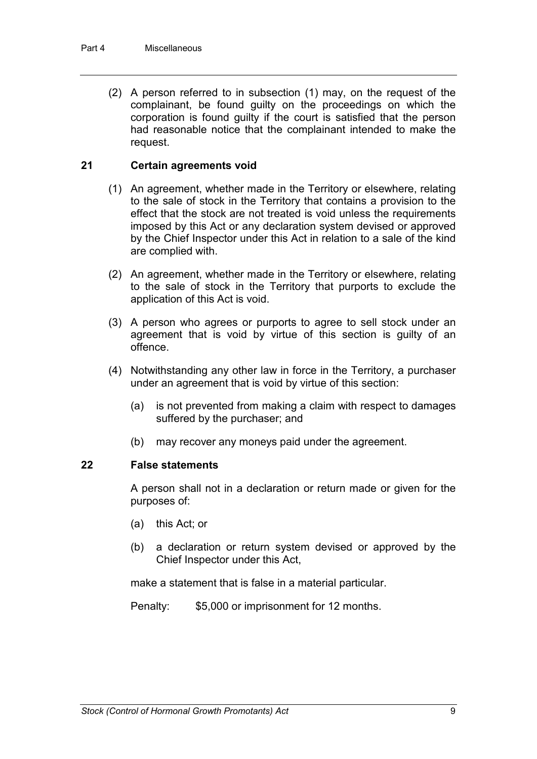(2) A person referred to in subsection (1) may, on the request of the complainant, be found guilty on the proceedings on which the corporation is found guilty if the court is satisfied that the person had reasonable notice that the complainant intended to make the request.

### 21 Certain agreements void

(1) An agreement, whether made in the Territory or elsewhere, relating to the sale of stock in the Territory that contains a provision to the effect that the stock are not treated is void unless the requirements imposed by this Act or any declaration system devised or approved by the Chief Inspector under this Act in relation to a sale of the kind are complied with.

(2) An agreement, whether made in the Territory or elsewhere, relating to the sale of stock in the Territory that purports to exclude the application of this Act is void.

(3) A person who agrees or purports to agree to sell stock under an agreement that is void by virtue of this section is guilty of an offence.

(4) Notwithstanding any other law in force in the Territory, a purchaser under an agreement that is void by virtue of this section:

(a) is not prevented from making a claim with respect to damages suffered by the purchaser; and

(b) may recover any moneys paid under the agreement.

### 22 False statements

A person shall not in a declaration or return made or given for the purposes of:

(a) this Act; or

(b) a declaration or return system devised or approved by the Chief Inspector under this Act,

make a statement that is false in a material particular.

Penalty: $5,000 or imprisonment for 12 months.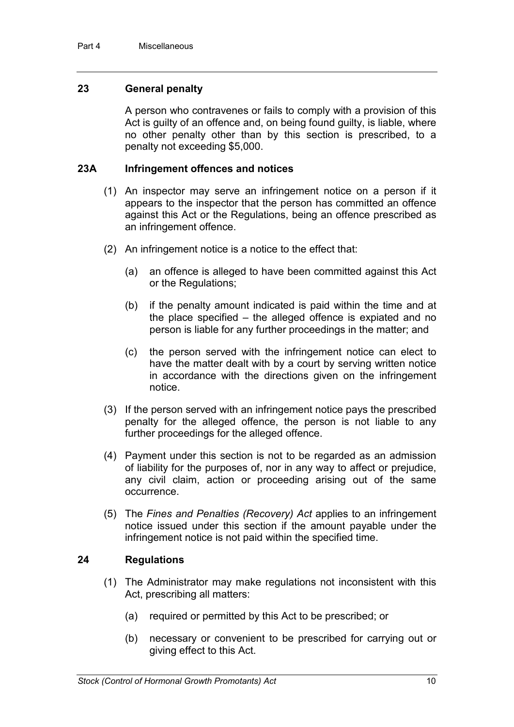### 23 General penalty

A person who contravenes or fails to comply with a provision of this Act is guilty of an offence and, on being found guilty, is liable, where no other penalty other than by this section is prescribed, to a penalty not exceeding $5,000.

### 23A Infringement offences and notices

(1) An inspector may serve an infringement notice on a person if it appears to the inspector that the person has committed an offence against this Act or the Regulations, being an offence prescribed as an infringement offence.

(2) An infringement notice is a notice to the effect that:

(a) an offence is alleged to have been committed against this Act or the Regulations;

(b) if the penalty amount indicated is paid within the time and at the place specified – the alleged offence is expiated and no person is liable for any further proceedings in the matter; and

(c) the person served with the infringement notice can elect to have the matter dealt with by a court by serving written notice in accordance with the directions given on the infringement notice.

(3) If the person served with an infringement notice pays the prescribed penalty for the alleged offence, the person is not liable to any further proceedings for the alleged offence.

(4) Payment under this section is not to be regarded as an admission of liability for the purposes of, nor in any way to affect or prejudice, any civil claim, action or proceeding arising out of the same occurrence.

(5) The *Fines and Penalties (Recovery) Act* applies to an infringement notice issued under this section if the amount payable under the infringement notice is not paid within the specified time.

### 24 Regulations

(1) The Administrator may make regulations not inconsistent with this Act, prescribing all matters:

(a) required or permitted by this Act to be prescribed; or

(b) necessary or convenient to be prescribed for carrying out or giving effect to this Act.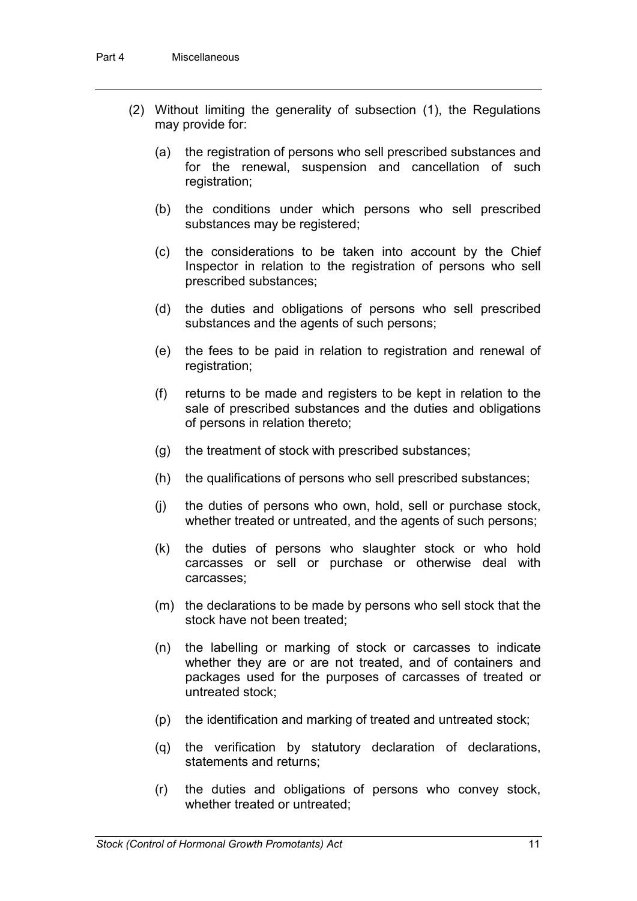(2) Without limiting the generality of subsection (1), the Regulations may provide for:

(a) the registration of persons who sell prescribed substances and for the renewal, suspension and cancellation of such registration;

(b) the conditions under which persons who sell prescribed substances may be registered;

(c) the considerations to be taken into account by the Chief Inspector in relation to the registration of persons who sell prescribed substances;

(d) the duties and obligations of persons who sell prescribed substances and the agents of such persons;

(e) the fees to be paid in relation to registration and renewal of registration;

(f) returns to be made and registers to be kept in relation to the sale of prescribed substances and the duties and obligations of persons in relation thereto;

(g) the treatment of stock with prescribed substances;

(h) the qualifications of persons who sell prescribed substances;

(j) the duties of persons who own, hold, sell or purchase stock, whether treated or untreated, and the agents of such persons;

(k) the duties of persons who slaughter stock or who hold carcasses or sell or purchase or otherwise deal with carcasses;

(m) the declarations to be made by persons who sell stock that the stock have not been treated;

(n) the labelling or marking of stock or carcasses to indicate whether they are or are not treated, and of containers and packages used for the purposes of carcasses of treated or untreated stock;

(p) the identification and marking of treated and untreated stock;

(q) the verification by statutory declaration of declarations, statements and returns;

(r) the duties and obligations of persons who convey stock, whether treated or untreated;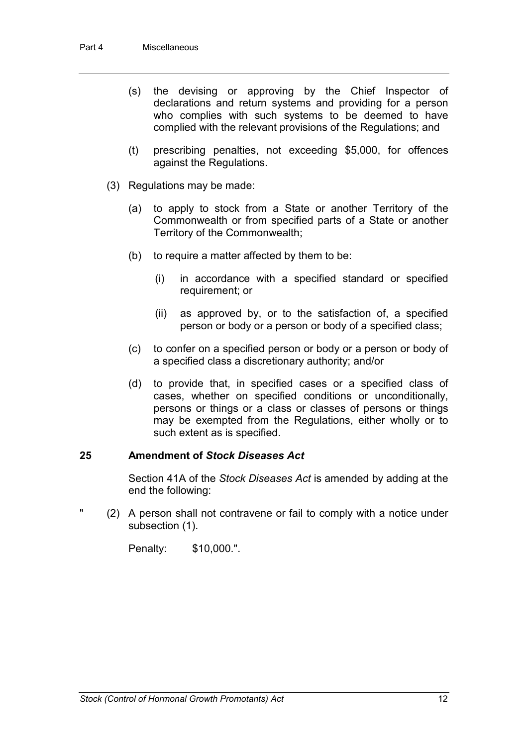(s) the devising or approving by the Chief Inspector of declarations and return systems and providing for a person who complies with such systems to be deemed to have complied with the relevant provisions of the Regulations; and

(t) prescribing penalties, not exceeding $5,000, for offences against the Regulations.

(3) Regulations may be made:

(a) to apply to stock from a State or another Territory of the Commonwealth or from specified parts of a State or another Territory of the Commonwealth;

(b) to require a matter affected by them to be:

(i) in accordance with a specified standard or specified requirement; or

(ii) as approved by, or to the satisfaction of, a specified person or body or a person or body of a specified class;

(c) to confer on a specified person or body or a person or body of a specified class a discretionary authority; and/or

(d) to provide that, in specified cases or a specified class of cases, whether on specified conditions or unconditionally, persons or things or a class or classes of persons or things may be exempted from the Regulations, either wholly or to such extent as is specified.

### 25 Amendment of *Stock Diseases Act*

Section 41A of the *Stock Diseases Act* is amended by adding at the end the following:

" (2) A person shall not contravene or fail to comply with a notice under subsection (1).

Penalty: $10,000.".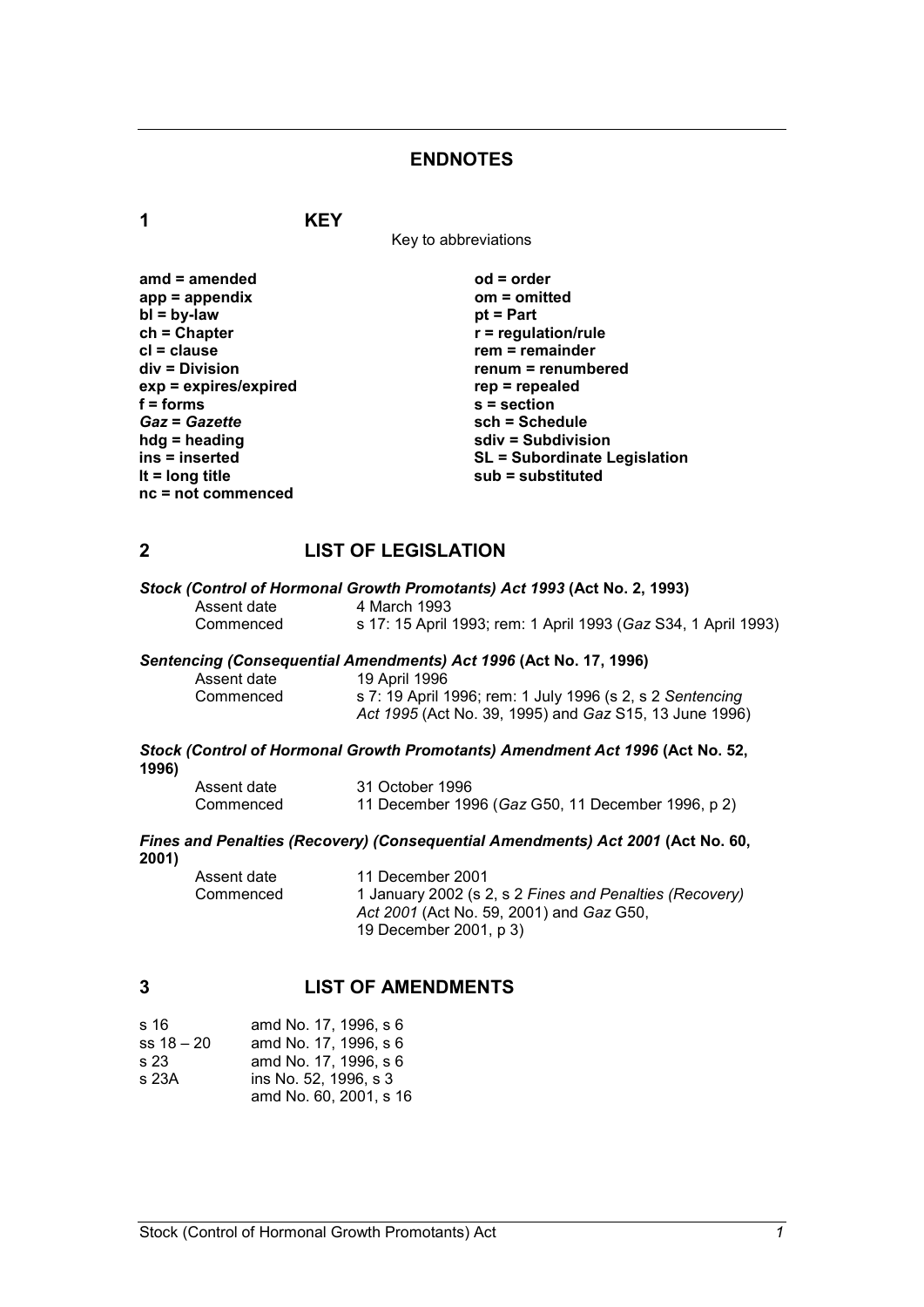## ENDNOTES

### 1 KEY

Key to abbreviations

**amd = amended**
**app = appendix**
**bl = by-law**
**ch = Chapter**
**cl = clause**
**div = Division**
**exp = expires/expired**
**f = forms**
***Gaz* = *Gazette***
**hdg = heading**
**ins = inserted**
**lt = long title**
**nc = not commenced**
**od = order**
**om = omitted**
**pt = Part**
**r = regulation/rule**
**rem = remainder**
**renum = renumbered**
**rep = repealed**
**s = section**
**sch = Schedule**
**sdiv = Subdivision**
**SL = Subordinate Legislation**
**sub = substituted**

### 2 LIST OF LEGISLATION

***Stock (Control of Hormonal Growth Promotants) Act 1993* (Act No. 2, 1993)**

| | |
|---|---|
| Assent date | 4 March 1993 |
| Commenced | s 17: 15 April 1993; rem: 1 April 1993 (*Gaz* S34, 1 April 1993) |

***Sentencing (Consequential Amendments) Act 1996* (Act No. 17, 1996)**

| | |
|---|---|
| Assent date | 19 April 1996 |
| Commenced | s 7: 19 April 1996; rem: 1 July 1996 (s 2, s 2 *Sentencing Act 1995* (Act No. 39, 1995) and *Gaz* S15, 13 June 1996) |

***Stock (Control of Hormonal Growth Promotants) Amendment Act 1996* (Act No. 52, 1996)**

| | |
|---|---|
| Assent date | 31 October 1996 |
| Commenced | 11 December 1996 (*Gaz* G50, 11 December 1996, p 2) |

***Fines and Penalties (Recovery) (Consequential Amendments) Act 2001* (Act No. 60, 2001)**

| | |
|---|---|
| Assent date | 11 December 2001 |
| Commenced | 1 January 2002 (s 2, s 2 *Fines and Penalties (Recovery) Act 2001* (Act No. 59, 2001) and *Gaz* G50, 19 December 2001, p 3) |

### 3 LIST OF AMENDMENTS

| | |
|---|---|
| s 16 | amd No. 17, 1996, s 6 |
| ss 18 – 20 | amd No. 17, 1996, s 6 |
| s 23 | amd No. 17, 1996, s 6 |
| s 23A | ins No. 52, 1996, s 3 |
| | amd No. 60, 2001, s 16 |